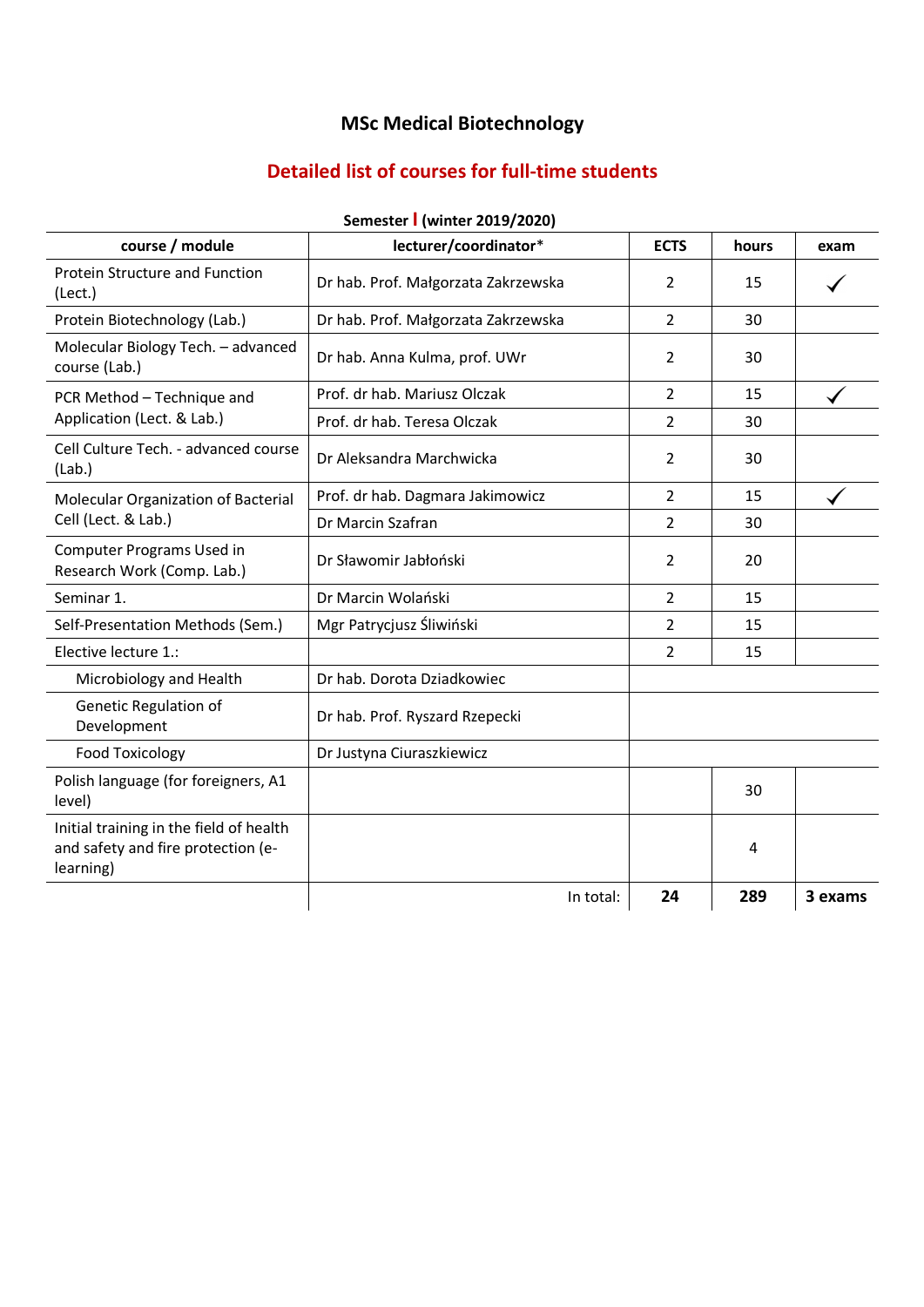# MSc Medical Biotechnology

## Detailed list of courses for full-time students

**Semester I (winter 2019/2020)**

| course / module | lecturer/coordinator* | ECTS | hours | exam |
|---|---|---|---|---|
| Protein Structure and Function (Lect.) | Dr hab. Prof. Małgorzata Zakrzewska | 2 | 15 | ✓ |
| Protein Biotechnology (Lab.) | Dr hab. Prof. Małgorzata Zakrzewska | 2 | 30 | |
| Molecular Biology Tech. – advanced course (Lab.) | Dr hab. Anna Kulma, prof. UWr | 2 | 30 | |
| PCR Method – Technique and Application (Lect. & Lab.) | Prof. dr hab. Mariusz Olczak | 2 | 15 | ✓ |
| | Prof. dr hab. Teresa Olczak | 2 | 30 | |
| Cell Culture Tech. - advanced course (Lab.) | Dr Aleksandra Marchwicka | 2 | 30 | |
| Molecular Organization of Bacterial Cell (Lect. & Lab.) | Prof. dr hab. Dagmara Jakimowicz | 2 | 15 | ✓ |
| | Dr Marcin Szafran | 2 | 30 | |
| Computer Programs Used in Research Work (Comp. Lab.) | Dr Sławomir Jabłoński | 2 | 20 | |
| Seminar 1. | Dr Marcin Wolański | 2 | 15 | |
| Self-Presentation Methods (Sem.) | Mgr Patrycjusz Śliwiński | 2 | 15 | |
| Elective lecture 1.: | | 2 | 15 | |
| Microbiology and Health | Dr hab. Dorota Dziadkowiec | | | |
| Genetic Regulation of Development | Dr hab. Prof. Ryszard Rzepecki | | | |
| Food Toxicology | Dr Justyna Ciuraszkiewicz | | | |
| Polish language (for foreigners, A1 level) | | | 30 | |
| Initial training in the field of health and safety and fire protection (e-learning) | | | 4 | |
| | In total: | **24** | **289** | **3 exams** |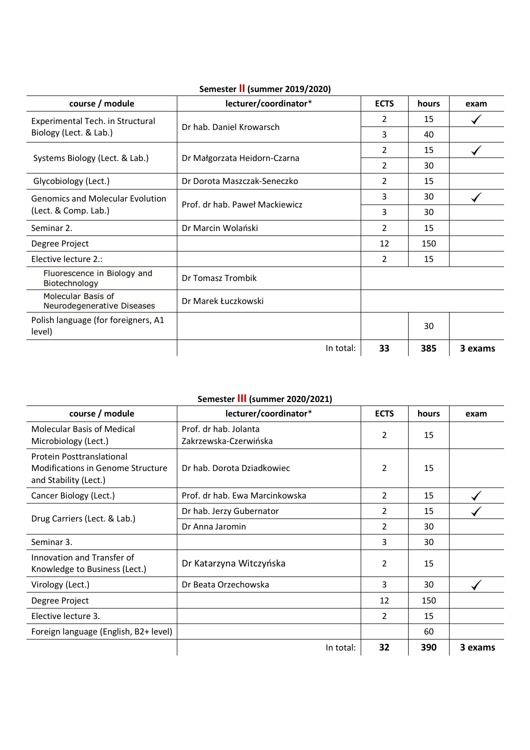**Semester II (summer 2019/2020)**

| course / module | lecturer/coordinator* | ECTS | hours | exam |
|---|---|---|---|---|
| Experimental Tech. in Structural Biology (Lect. & Lab.) | Dr hab. Daniel Krowarsch | 2 | 15 | ✓ |
| | | 3 | 40 | |
| Systems Biology (Lect. & Lab.) | Dr Małgorzata Heidorn-Czarna | 2 | 15 | ✓ |
| | | 2 | 30 | |
| Glycobiology (Lect.) | Dr Dorota Maszczak-Seneczko | 2 | 15 | |
| Genomics and Molecular Evolution (Lect. & Comp. Lab.) | Prof. dr hab. Paweł Mackiewicz | 3 | 30 | ✓ |
| | | 3 | 30 | |
| Seminar 2. | Dr Marcin Wolański | 2 | 15 | |
| Degree Project | | 12 | 150 | |
| Elective lecture 2.: | | 2 | 15 | |
| Fluorescence in Biology and Biotechnology | Dr Tomasz Trombik | | | |
| Molecular Basis of Neurodegenerative Diseases | Dr Marek Łuczkowski | | | |
| Polish language (for foreigners, A1 level) | | | 30 | |
| | In total: | **33** | **385** | **3 exams** |

**Semester III (summer 2020/2021)**

| course / module | lecturer/coordinator* | ECTS | hours | exam |
|---|---|---|---|---|
| Molecular Basis of Medical Microbiology (Lect.) | Prof. dr hab. Jolanta Zakrzewska-Czerwińska | 2 | 15 | |
| Protein Posttranslational Modifications in Genome Structure and Stability (Lect.) | Dr hab. Dorota Dziadkowiec | 2 | 15 | |
| Cancer Biology (Lect.) | Prof. dr hab. Ewa Marcinkowska | 2 | 15 | ✓ |
| Drug Carriers (Lect. & Lab.) | Dr hab. Jerzy Gubernator | 2 | 15 | ✓ |
| | Dr Anna Jaromin | 2 | 30 | |
| Seminar 3. | | 3 | 30 | |
| Innovation and Transfer of Knowledge to Business (Lect.) | Dr Katarzyna Witczyńska | 2 | 15 | |
| Virology (Lect.) | Dr Beata Orzechowska | 3 | 30 | ✓ |
| Degree Project | | 12 | 150 | |
| Elective lecture 3. | | 2 | 15 | |
| Foreign language (English, B2+ level) | | | 60 | |
| | In total: | **32** | **390** | **3 exams** |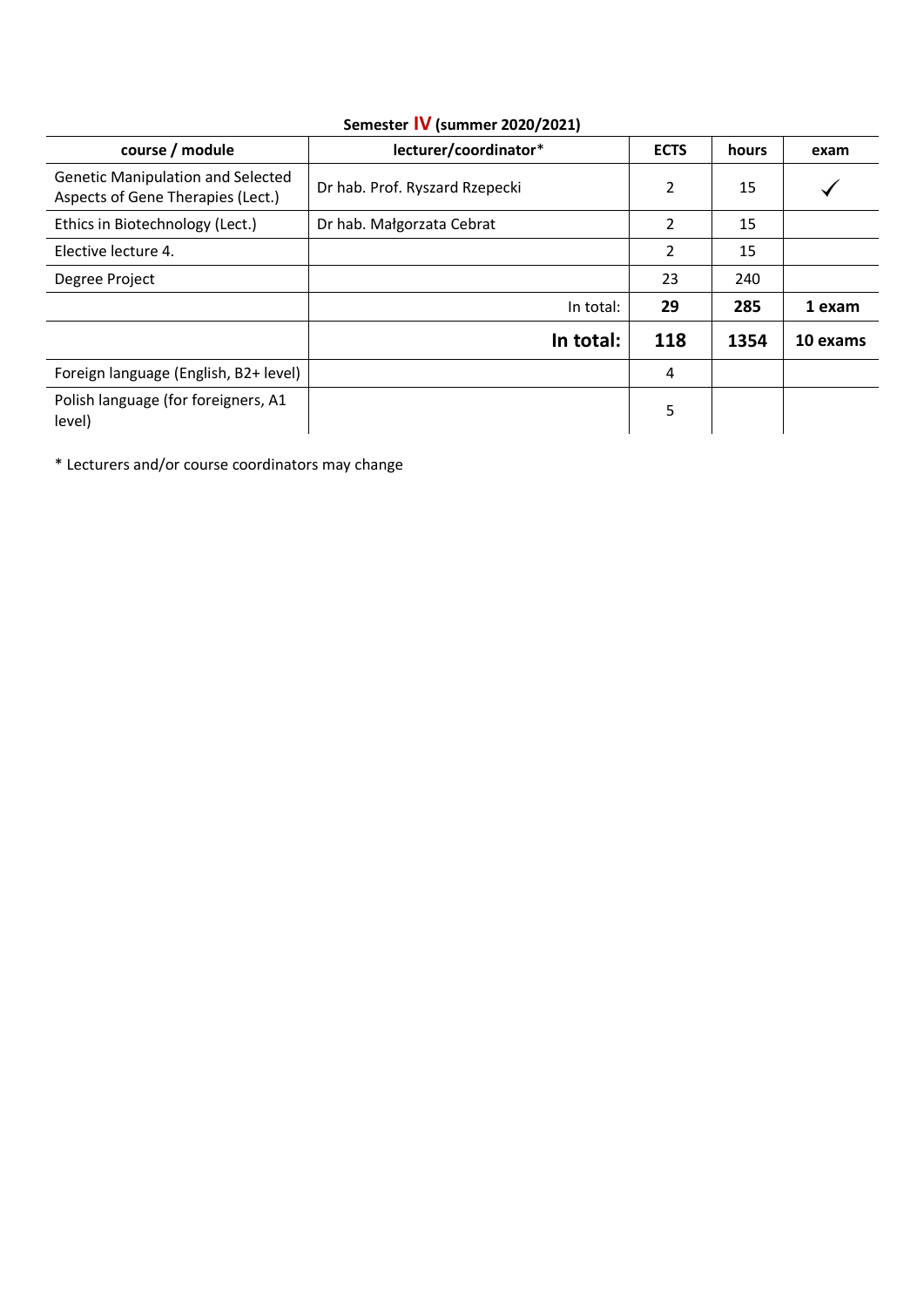**Semester IV (summer 2020/2021)**

| course / module | lecturer/coordinator* | ECTS | hours | exam |
|---|---|---|---|---|
| Genetic Manipulation and Selected Aspects of Gene Therapies (Lect.) | Dr hab. Prof. Ryszard Rzepecki | 2 | 15 | ✓ |
| Ethics in Biotechnology (Lect.) | Dr hab. Małgorzata Cebrat | 2 | 15 | |
| Elective lecture 4. | | 2 | 15 | |
| Degree Project | | 23 | 240 | |
| | In total: | **29** | **285** | **1 exam** |
| | **In total:** | **118** | **1354** | **10 exams** |
| Foreign language (English, B2+ level) | | 4 | | |
| Polish language (for foreigners, A1 level) | | 5 | | |

* Lecturers and/or course coordinators may change